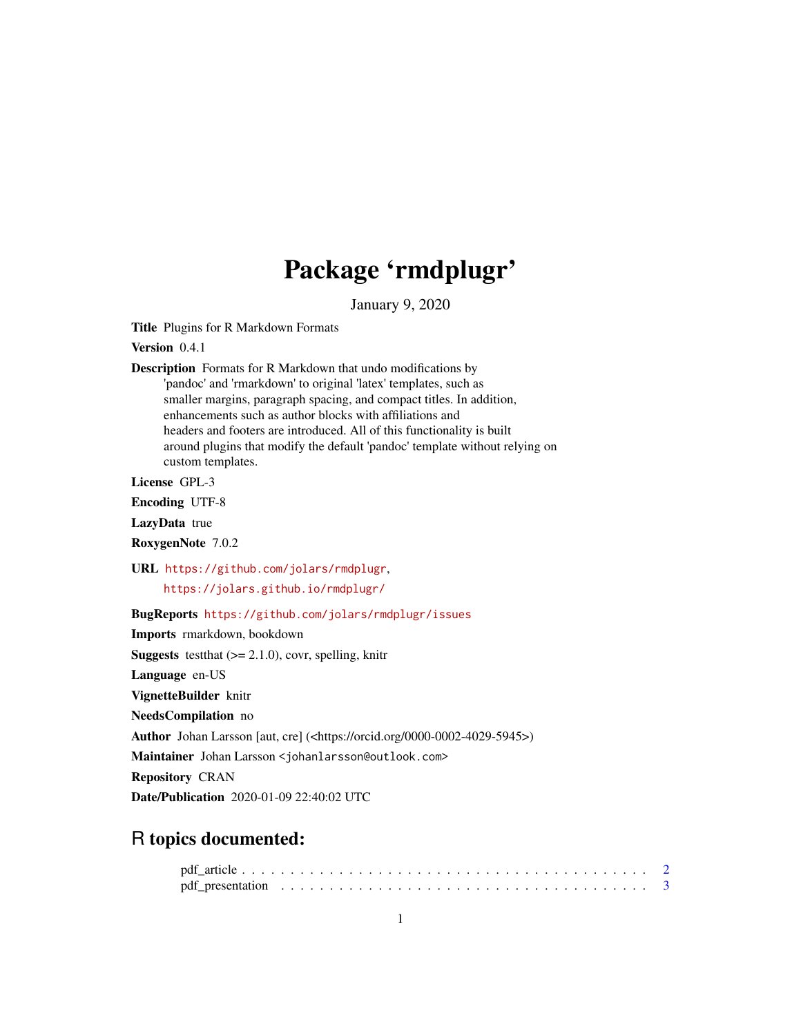# Package 'rmdplugr'

January 9, 2020

**Title** Plugins for R Markdown Formats

**Version** 0.4.1

**Description** Formats for R Markdown that undo modifications by 'pandoc' and 'rmarkdown' to original 'latex' templates, such as smaller margins, paragraph spacing, and compact titles. In addition, enhancements such as author blocks with affiliations and headers and footers are introduced. All of this functionality is built around plugins that modify the default 'pandoc' template without relying on custom templates.

**License** GPL-3

**Encoding** UTF-8

**LazyData** true

**RoxygenNote** 7.0.2

**URL** https://github.com/jolars/rmdplugr, https://jolars.github.io/rmdplugr/

**BugReports** https://github.com/jolars/rmdplugr/issues

**Imports** rmarkdown, bookdown

**Suggests** testthat (>= 2.1.0), covr, spelling, knitr

**Language** en-US

**VignetteBuilder** knitr

**NeedsCompilation** no

**Author** Johan Larsson [aut, cre] (<https://orcid.org/0000-0002-4029-5945>)

**Maintainer** Johan Larsson <johanlarsson@outlook.com>

**Repository** CRAN

**Date/Publication** 2020-01-09 22:40:02 UTC

## R topics documented:

- pdf_article . . . . . . . . . . . . . . . . . . . . . . . . . . . . . . . . . . . . . . . . . . 2
- pdf_presentation . . . . . . . . . . . . . . . . . . . . . . . . . . . . . . . . . . . . . . . 3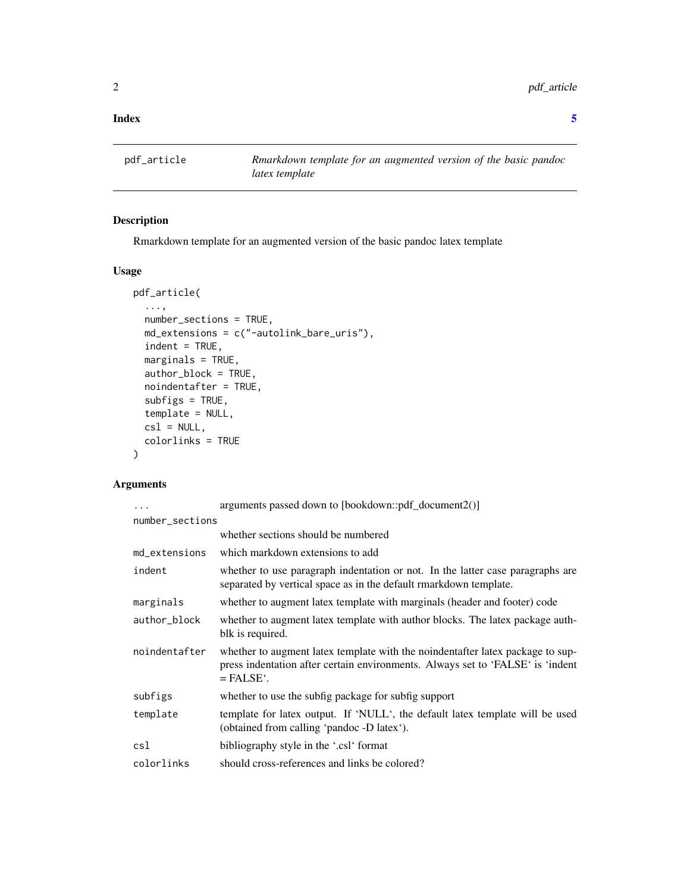**Index** **5**

| pdf_article | *Rmarkdown template for an augmented version of the basic pandoc latex template* |
|---|---|

## Description

Rmarkdown template for an augmented version of the basic pandoc latex template

## Usage

```
pdf_article(
  ...,
  number_sections = TRUE,
  md_extensions = c("-autolink_bare_uris"),
  indent = TRUE,
  marginals = TRUE,
  author_block = TRUE,
  noindentafter = TRUE,
  subfigs = TRUE,
  template = NULL,
  csl = NULL,
  colorlinks = TRUE
)
```

## Arguments

| Argument | Description |
|---|---|
| `...` | arguments passed down to [bookdown::pdf_document2()] |
| `number_sections` | whether sections should be numbered |
| `md_extensions` | which markdown extensions to add |
| `indent` | whether to use paragraph indentation or not. In the latter case paragraphs are separated by vertical space as in the default rmarkdown template. |
| `marginals` | whether to augment latex template with marginals (header and footer) code |
| `author_block` | whether to augment latex template with author blocks. The latex package authblk is required. |
| `noindentafter` | whether to augment latex template with the noindentafter latex package to suppress indentation after certain environments. Always set to 'FALSE' is 'indent = FALSE'. |
| `subfigs` | whether to use the subfig package for subfig support |
| `template` | template for latex output. If 'NULL', the default latex template will be used (obtained from calling 'pandoc -D latex'). |
| `csl` | bibliography style in the '.csl' format |
| `colorlinks` | should cross-references and links be colored? |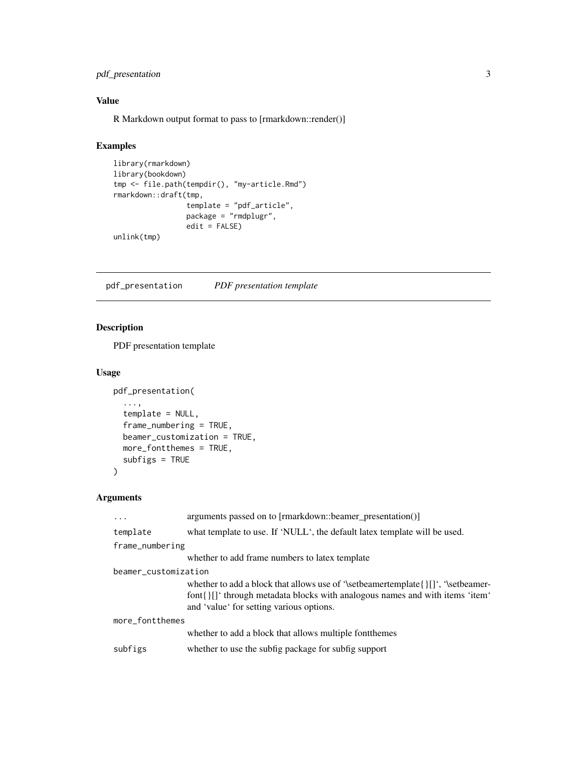### Value

R Markdown output format to pass to [rmarkdown::render()]

### Examples

```
library(rmarkdown)
library(bookdown)
tmp <- file.path(tempdir(), "my-article.Rmd")
rmarkdown::draft(tmp,
                 template = "pdf_article",
                 package = "rmdplugr",
                 edit = FALSE)
unlink(tmp)
```

---

## pdf_presentation    *PDF presentation template*

### Description

PDF presentation template

### Usage

```
pdf_presentation(
  ...,
  template = NULL,
  frame_numbering = TRUE,
  beamer_customization = TRUE,
  more_fontthemes = TRUE,
  subfigs = TRUE
)
```

### Arguments

| | |
|---|---|
| `...` | arguments passed on to [rmarkdown::beamer_presentation()] |
| `template` | what template to use. If 'NULL', the default latex template will be used. |
| `frame_numbering` | whether to add frame numbers to latex template |
| `beamer_customization` | whether to add a block that allows use of '\setbeamertemplate{}[]', '\setbeamerfont{}[]' through metadata blocks with analogous names and with items 'item' and 'value' for setting various options. |
| `more_fontthemes` | whether to add a block that allows multiple fontthemes |
| `subfigs` | whether to use the subfig package for subfig support |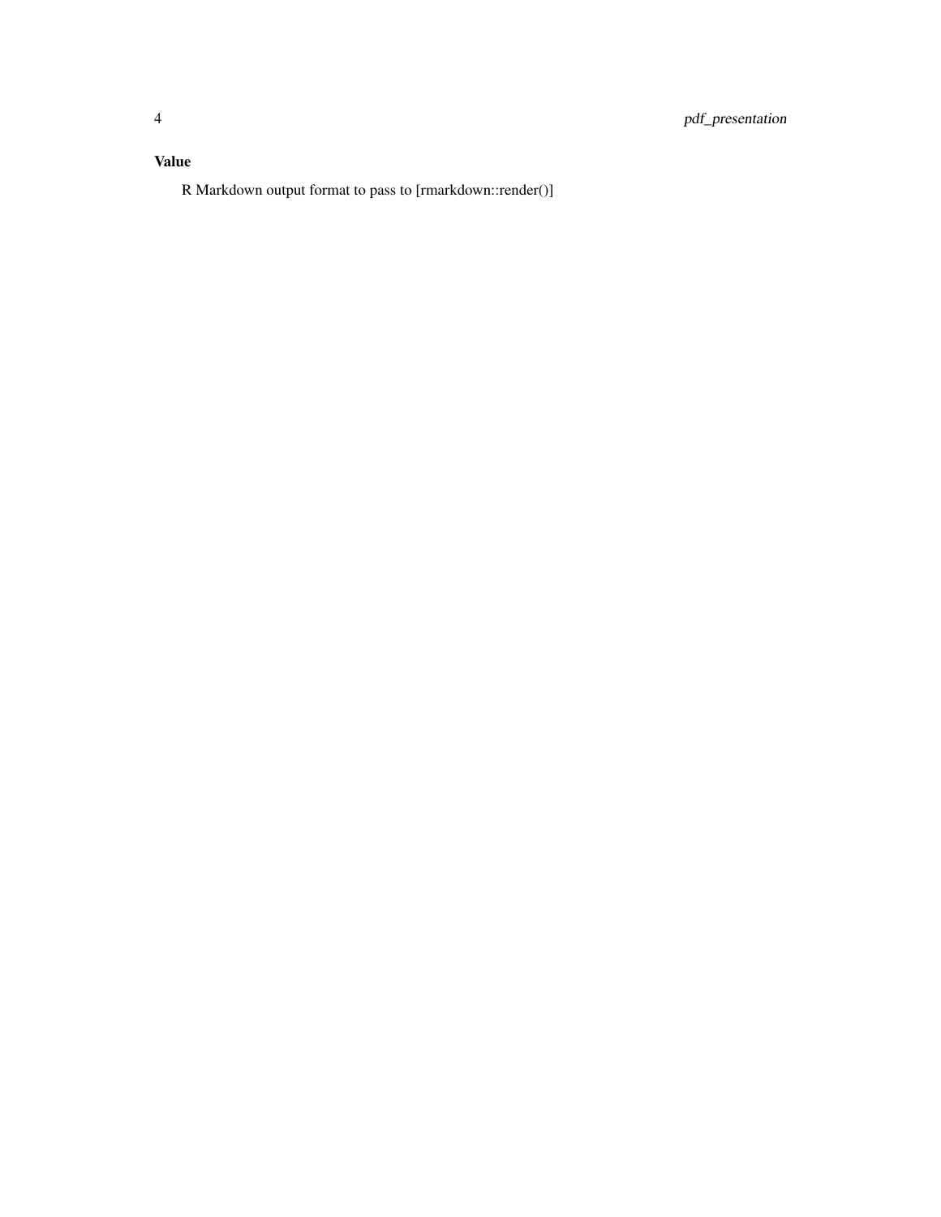### Value

R Markdown output format to pass to [rmarkdown::render()]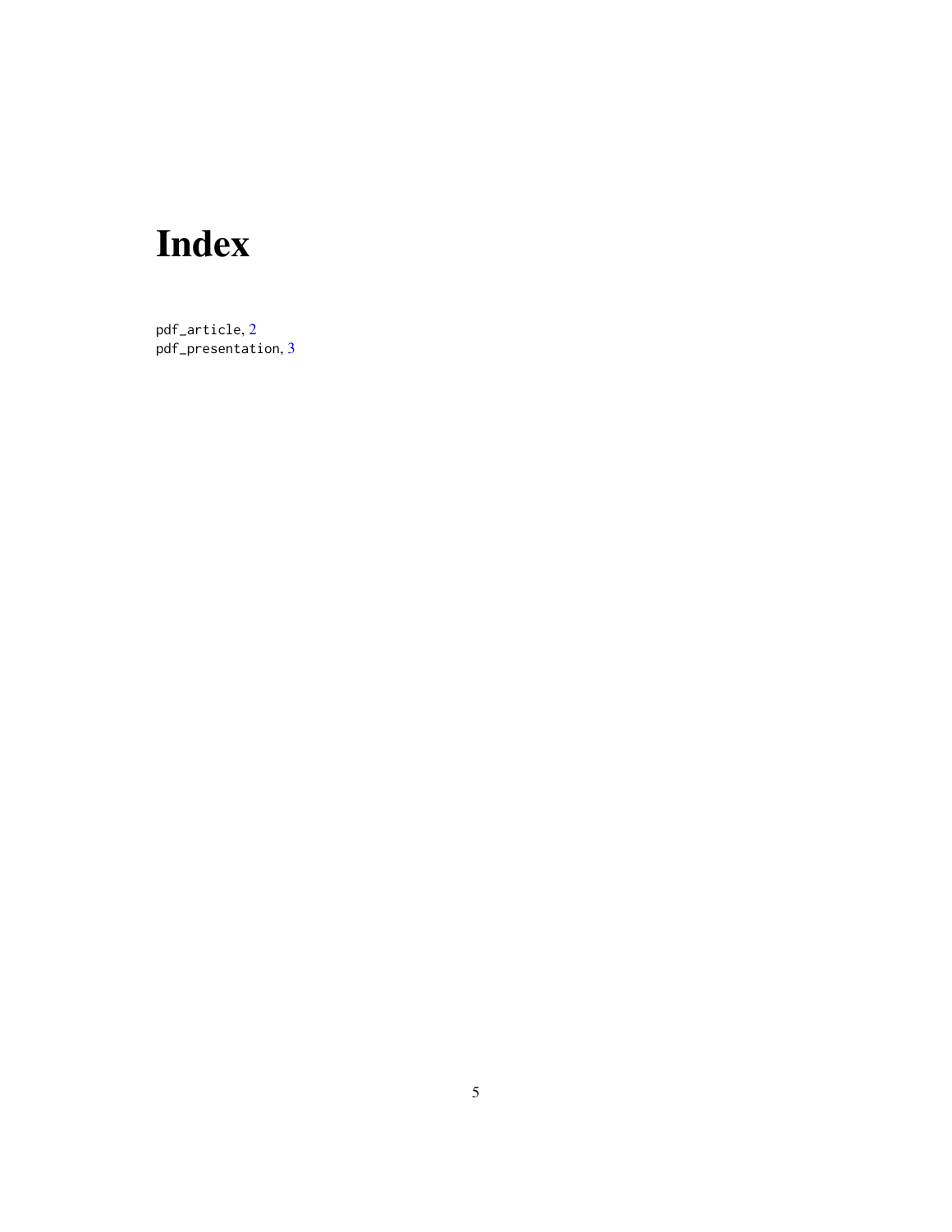# Index

pdf_article, 2
pdf_presentation, 3